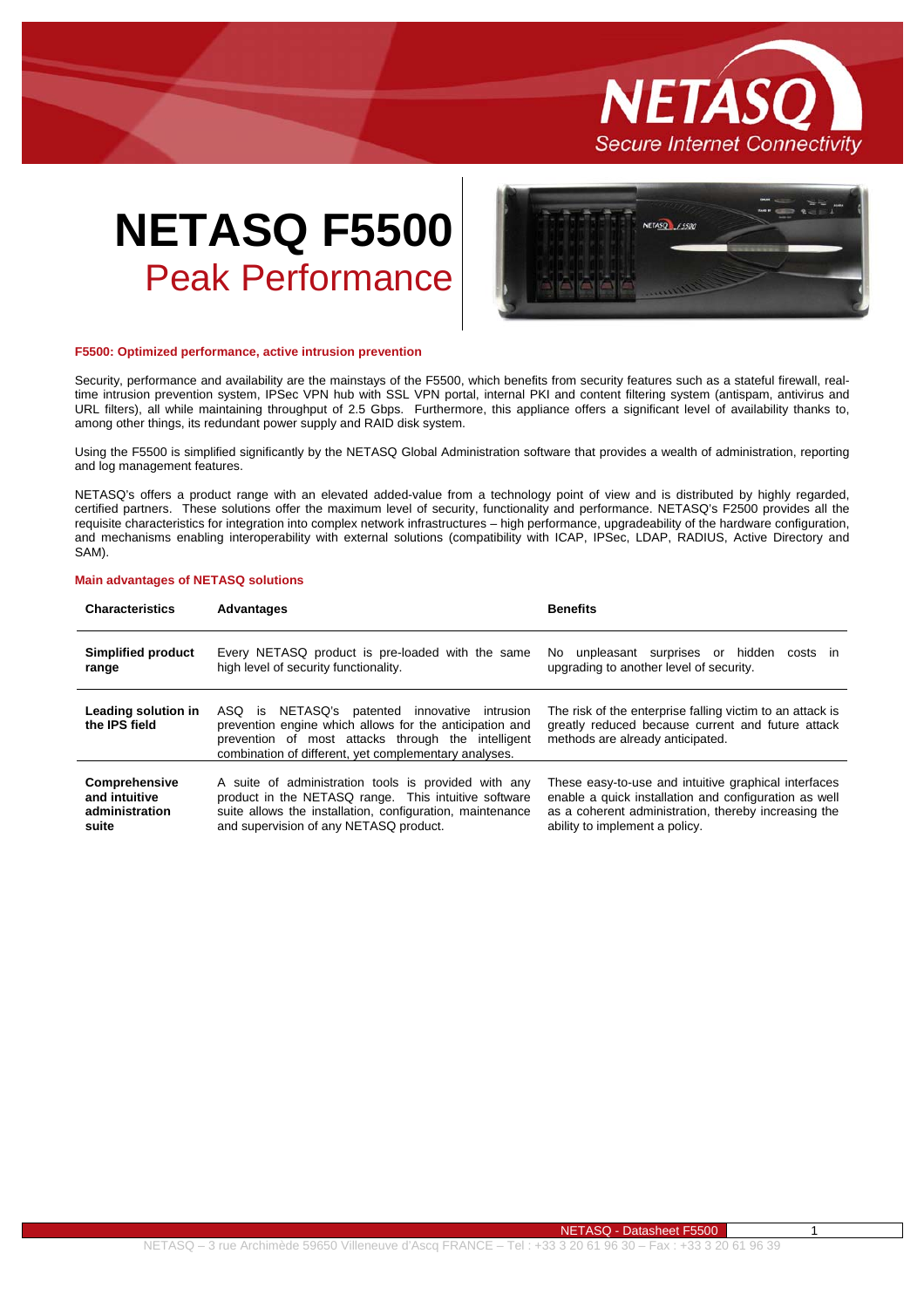# NETASQ F5500

## Peak Performance

### F5500: Optimized performance, active intrusion prevention

Security, performance and availability are the mainstays of the F5500, which benefits from security features such as a stateful firewall, real-time intrusion prevention system, IPSec VPN hub with SSL VPN portal, internal PKI and content filtering system (antispam, antivirus and URL filters), all while maintaining throughput of 2.5 Gbps. Furthermore, this appliance offers a significant level of availability thanks to, among other things, its redundant power supply and RAID disk system.

Using the F5500 is simplified significantly by the NETASQ Global Administration software that provides a wealth of administration, reporting and log management features.

NETASQ's offers a product range with an elevated added-value from a technology point of view and is distributed by highly regarded, certified partners. These solutions offer the maximum level of security, functionality and performance. NETASQ's F2500 provides all the requisite characteristics for integration into complex network infrastructures – high performance, upgradeability of the hardware configuration, and mechanisms enabling interoperability with external solutions (compatibility with ICAP, IPSec, LDAP, RADIUS, Active Directory and SAM).

### Main advantages of NETASQ solutions

| Characteristics | Advantages | Benefits |
| --- | --- | --- |
| **Simplified product range** | Every NETASQ product is pre-loaded with the same high level of security functionality. | No unpleasant surprises or hidden costs in upgrading to another level of security. |
| **Leading solution in the IPS field** | ASQ is NETASQ's patented innovative intrusion prevention engine which allows for the anticipation and prevention of most attacks through the intelligent combination of different, yet complementary analyses. | The risk of the enterprise falling victim to an attack is greatly reduced because current and future attack methods are already anticipated. |
| **Comprehensive and intuitive administration suite** | A suite of administration tools is provided with any product in the NETASQ range. This intuitive software suite allows the installation, configuration, maintenance and supervision of any NETASQ product. | These easy-to-use and intuitive graphical interfaces enable a quick installation and configuration as well as a coherent administration, thereby increasing the ability to implement a policy. |

NETASQ – 3 rue Archimède 59650 Villeneuve d'Ascq FRANCE – Tel : +33 3 20 61 96 30 – Fax : +33 3 20 61 96 39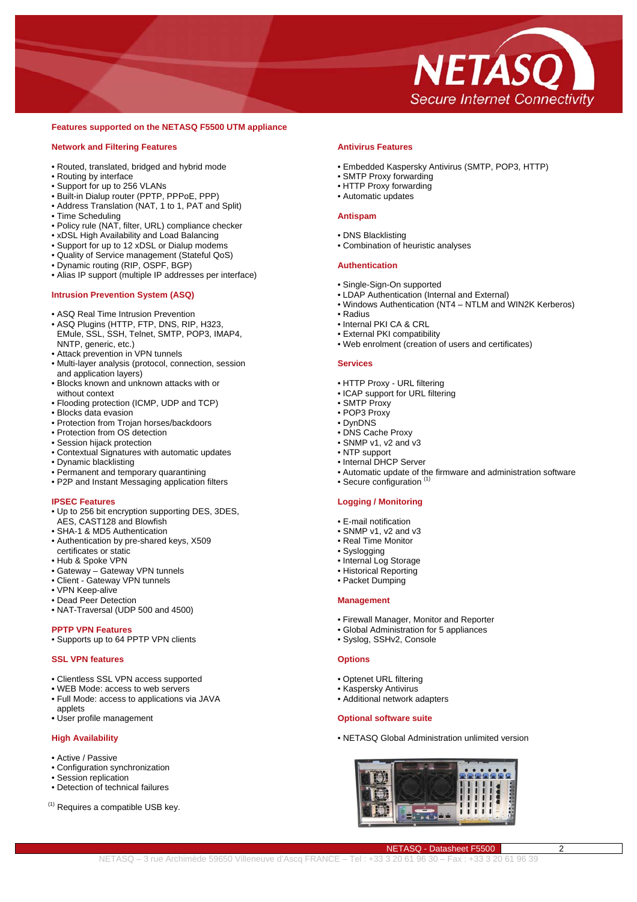## Features supported on the NETASQ F5500 UTM appliance

### Network and Filtering Features

- Routed, translated, bridged and hybrid mode
- Routing by interface
- Support for up to 256 VLANs
- Built-in Dialup router (PPTP, PPPoE, PPP)
- Address Translation (NAT, 1 to 1, PAT and Split)
- Time Scheduling
- Policy rule (NAT, filter, URL) compliance checker
- xDSL High Availability and Load Balancing
- Support for up to 12 xDSL or Dialup modems
- Quality of Service management (Stateful QoS)
- Dynamic routing (RIP, OSPF, BGP)
- Alias IP support (multiple IP addresses per interface)

### Intrusion Prevention System (ASQ)

- ASQ Real Time Intrusion Prevention
- ASQ Plugins (HTTP, FTP, DNS, RIP, H323, EMule, SSL, SSH, Telnet, SMTP, POP3, IMAP4, NNTP, generic, etc.)
- Attack prevention in VPN tunnels
- Multi-layer analysis (protocol, connection, session and application layers)
- Blocks known and unknown attacks with or without context
- Flooding protection (ICMP, UDP and TCP)
- Blocks data evasion
- Protection from Trojan horses/backdoors
- Protection from OS detection
- Session hijack protection
- Contextual Signatures with automatic updates
- Dynamic blacklisting
- Permanent and temporary quarantining
- P2P and Instant Messaging application filters

### IPSEC Features

- Up to 256 bit encryption supporting DES, 3DES, AES, CAST128 and Blowfish
- SHA-1 & MD5 Authentication
- Authentication by pre-shared keys, X509 certificates or static
- Hub & Spoke VPN
- Gateway – Gateway VPN tunnels
- Client - Gateway VPN tunnels
- VPN Keep-alive
- Dead Peer Detection
- NAT-Traversal (UDP 500 and 4500)

### PPTP VPN Features

- Supports up to 64 PPTP VPN clients

### SSL VPN features

- Clientless SSL VPN access supported
- WEB Mode: access to web servers
- Full Mode: access to applications via JAVA applets
- User profile management

### High Availability

- Active / Passive
- Configuration synchronization
- Session replication
- Detection of technical failures

[1] Requires a compatible USB key.

### Antivirus Features

- Embedded Kaspersky Antivirus (SMTP, POP3, HTTP)
- SMTP Proxy forwarding
- HTTP Proxy forwarding
- Automatic updates

### Antispam

- DNS Blacklisting
- Combination of heuristic analyses

### Authentication

- Single-Sign-On supported
- LDAP Authentication (Internal and External)
- Windows Authentication (NT4 – NTLM and WIN2K Kerberos)
- Radius
- Internal PKI CA & CRL
- External PKI compatibility
- Web enrolment (creation of users and certificates)

### Services

- HTTP Proxy - URL filtering
- ICAP support for URL filtering
- SMTP Proxy
- POP3 Proxy
- DynDNS
- DNS Cache Proxy
- SNMP v1, v2 and v3
- NTP support
- Internal DHCP Server
- Automatic update of the firmware and administration software
- Secure configuration [1]

### Logging / Monitoring

- E-mail notification
- SNMP v1, v2 and v3
- Real Time Monitor
- Syslogging
- Internal Log Storage
- Historical Reporting
- Packet Dumping

### Management

- Firewall Manager, Monitor and Reporter
- Global Administration for 5 appliances
- Syslog, SSHv2, Console

### Options

- Optenet URL filtering
- Kaspersky Antivirus
- Additional network adapters

### Optional software suite

- NETASQ Global Administration unlimited version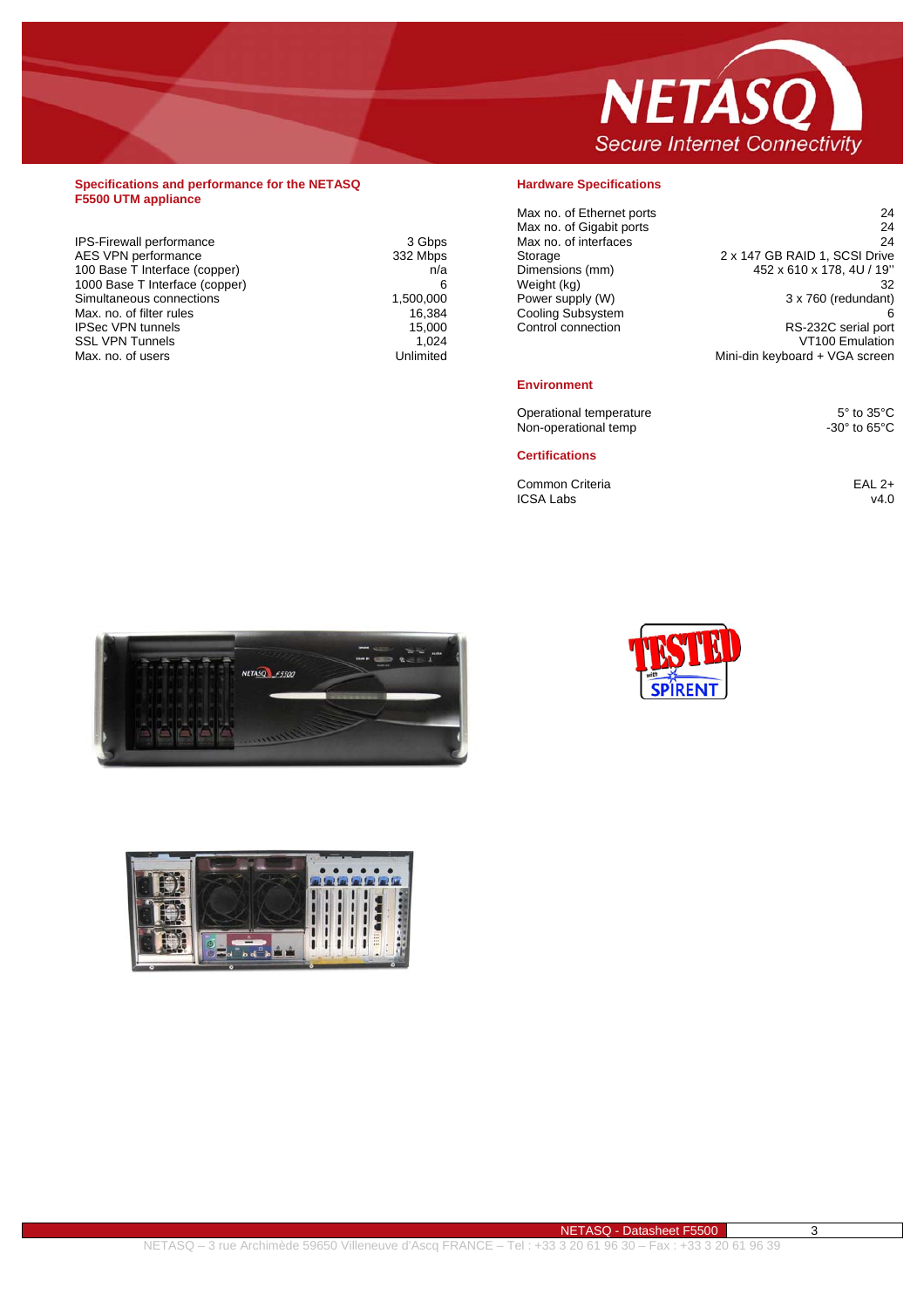## Specifications and performance for the NETASQ F5500 UTM appliance

| | |
|---|---|
| IPS-Firewall performance | 3 Gbps |
| AES VPN performance | 332 Mbps |
| 100 Base T Interface (copper) | n/a |
| 1000 Base T Interface (copper) | 6 |
| Simultaneous connections | 1,500,000 |
| Max. no. of filter rules | 16,384 |
| IPSec VPN tunnels | 15,000 |
| SSL VPN Tunnels | 1,024 |
| Max. no. of users | Unlimited |

## Hardware Specifications

| | |
|---|---|
| Max no. of Ethernet ports | 24 |
| Max no. of Gigabit ports | 24 |
| Max no. of interfaces | 24 |
| Storage | 2 x 147 GB RAID 1, SCSI Drive |
| Dimensions (mm) | 452 x 610 x 178, 4U / 19'' |
| Weight (kg) | 32 |
| Power supply (W) | 3 x 760 (redundant) |
| Cooling Subsystem | 6 |
| Control connection | RS-232C serial port<br>VT100 Emulation<br>Mini-din keyboard + VGA screen |

## Environment

| | |
|---|---|
| Operational temperature | 5° to 35°C |
| Non-operational temp | -30° to 65°C |

## Certifications

| | |
|---|---|
| Common Criteria | EAL 2+ |
| ICSA Labs | v4.0 |

NETASQ – 3 rue Archimède 59650 Villeneuve d'Ascq FRANCE – Tel : +33 3 20 61 96 30 – Fax : +33 3 20 61 96 39